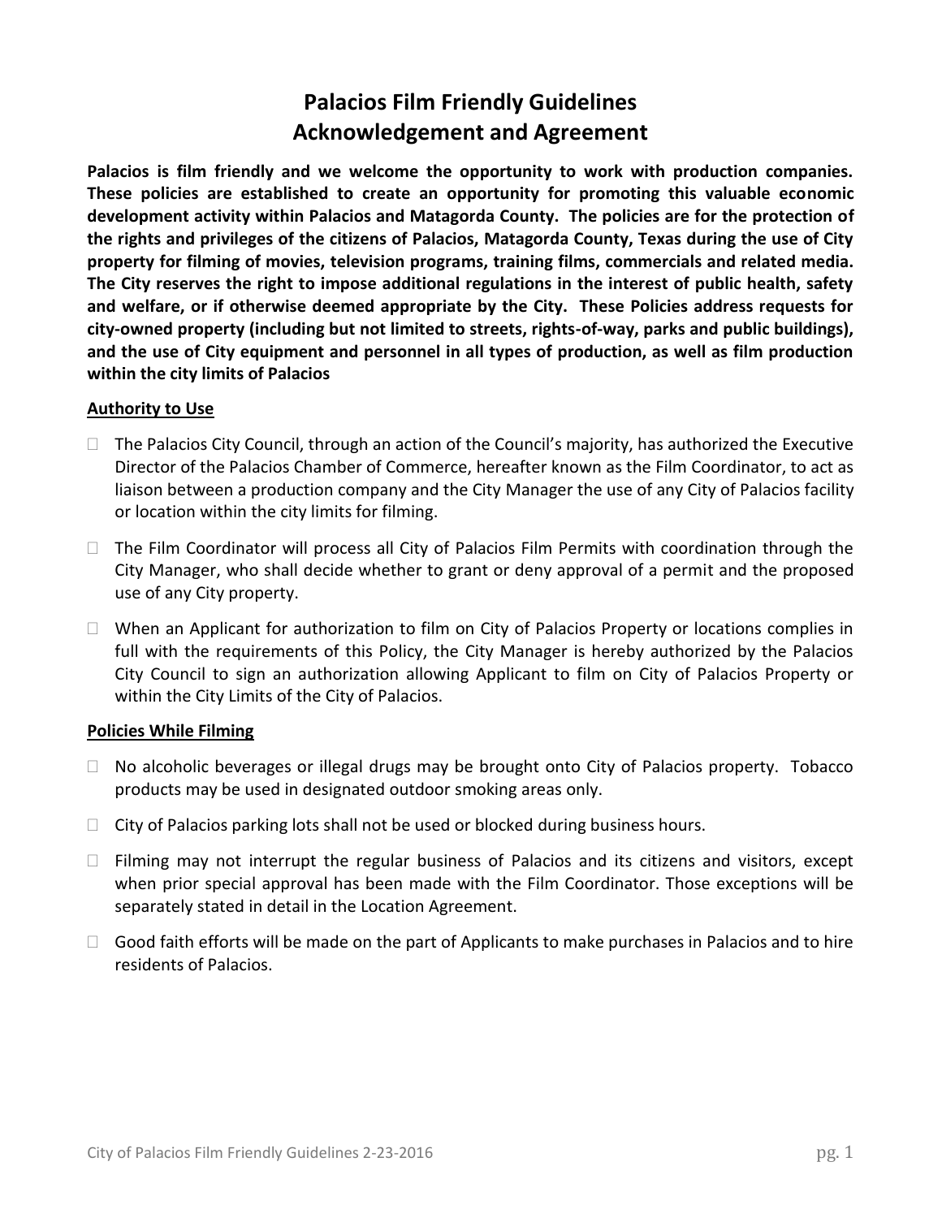# Palacios Film Friendly Guidelines
# Acknowledgement and Agreement

**Palacios is film friendly and we welcome the opportunity to work with production companies. These policies are established to create an opportunity for promoting this valuable economic development activity within Palacios and Matagorda County. The policies are for the protection of the rights and privileges of the citizens of Palacios, Matagorda County, Texas during the use of City property for filming of movies, television programs, training films, commercials and related media. The City reserves the right to impose additional regulations in the interest of public health, safety and welfare, or if otherwise deemed appropriate by the City. These Policies address requests for city-owned property (including but not limited to streets, rights-of-way, parks and public buildings), and the use of City equipment and personnel in all types of production, as well as film production within the city limits of Palacios**

**Authority to Use**

- The Palacios City Council, through an action of the Council's majority, has authorized the Executive Director of the Palacios Chamber of Commerce, hereafter known as the Film Coordinator, to act as liaison between a production company and the City Manager the use of any City of Palacios facility or location within the city limits for filming.
- The Film Coordinator will process all City of Palacios Film Permits with coordination through the City Manager, who shall decide whether to grant or deny approval of a permit and the proposed use of any City property.
- When an Applicant for authorization to film on City of Palacios Property or locations complies in full with the requirements of this Policy, the City Manager is hereby authorized by the Palacios City Council to sign an authorization allowing Applicant to film on City of Palacios Property or within the City Limits of the City of Palacios.

**Policies While Filming**

- No alcoholic beverages or illegal drugs may be brought onto City of Palacios property. Tobacco products may be used in designated outdoor smoking areas only.
- City of Palacios parking lots shall not be used or blocked during business hours.
- Filming may not interrupt the regular business of Palacios and its citizens and visitors, except when prior special approval has been made with the Film Coordinator. Those exceptions will be separately stated in detail in the Location Agreement.
- Good faith efforts will be made on the part of Applicants to make purchases in Palacios and to hire residents of Palacios.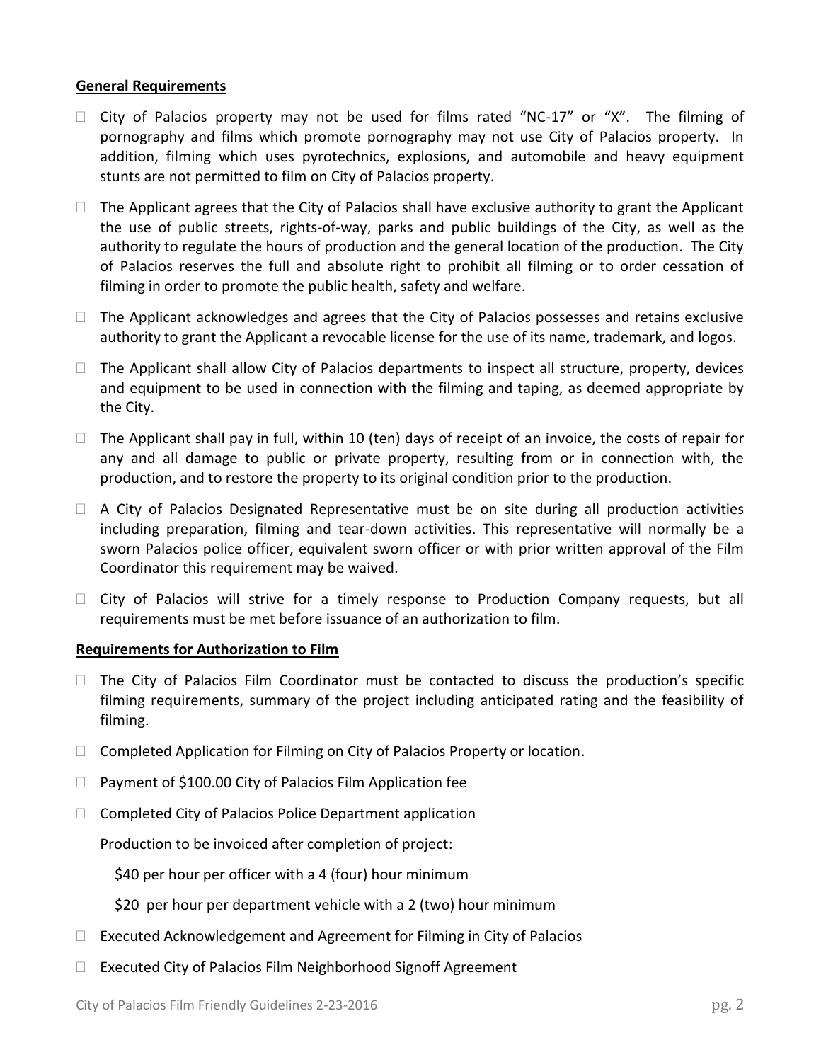**General Requirements**

- City of Palacios property may not be used for films rated "NC-17" or "X". The filming of pornography and films which promote pornography may not use City of Palacios property. In addition, filming which uses pyrotechnics, explosions, and automobile and heavy equipment stunts are not permitted to film on City of Palacios property.
- The Applicant agrees that the City of Palacios shall have exclusive authority to grant the Applicant the use of public streets, rights-of-way, parks and public buildings of the City, as well as the authority to regulate the hours of production and the general location of the production. The City of Palacios reserves the full and absolute right to prohibit all filming or to order cessation of filming in order to promote the public health, safety and welfare.
- The Applicant acknowledges and agrees that the City of Palacios possesses and retains exclusive authority to grant the Applicant a revocable license for the use of its name, trademark, and logos.
- The Applicant shall allow City of Palacios departments to inspect all structure, property, devices and equipment to be used in connection with the filming and taping, as deemed appropriate by the City.
- The Applicant shall pay in full, within 10 (ten) days of receipt of an invoice, the costs of repair for any and all damage to public or private property, resulting from or in connection with, the production, and to restore the property to its original condition prior to the production.
- A City of Palacios Designated Representative must be on site during all production activities including preparation, filming and tear-down activities. This representative will normally be a sworn Palacios police officer, equivalent sworn officer or with prior written approval of the Film Coordinator this requirement may be waived.
- City of Palacios will strive for a timely response to Production Company requests, but all requirements must be met before issuance of an authorization to film.

**Requirements for Authorization to Film**

- The City of Palacios Film Coordinator must be contacted to discuss the production's specific filming requirements, summary of the project including anticipated rating and the feasibility of filming.
- Completed Application for Filming on City of Palacios Property or location.
- Payment of $100.00 City of Palacios Film Application fee
- Completed City of Palacios Police Department application

  Production to be invoiced after completion of project:

  $40 per hour per officer with a 4 (four) hour minimum

  $20 per hour per department vehicle with a 2 (two) hour minimum
- Executed Acknowledgement and Agreement for Filming in City of Palacios
- Executed City of Palacios Film Neighborhood Signoff Agreement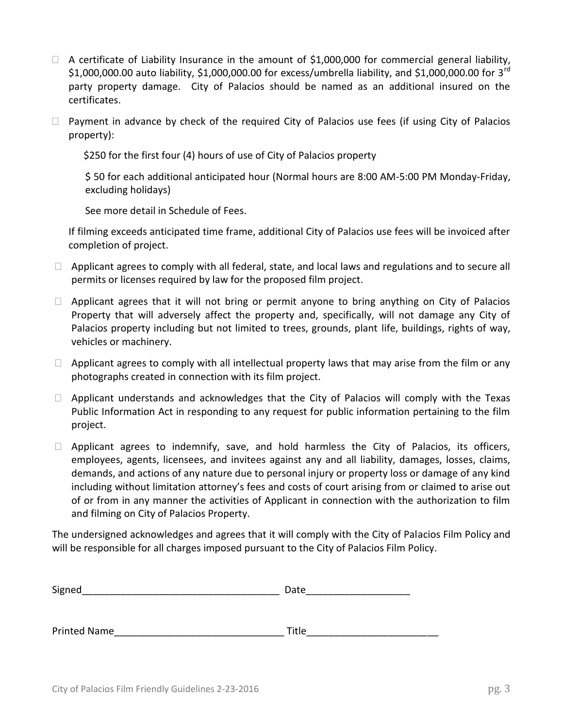- ☐ A certificate of Liability Insurance in the amount of $1,000,000 for commercial general liability, $1,000,000.00 auto liability, $1,000,000.00 for excess/umbrella liability, and $1,000,000.00 for 3rd party property damage. City of Palacios should be named as an additional insured on the certificates.
- ☐ Payment in advance by check of the required City of Palacios use fees (if using City of Palacios property):

  $250 for the first four (4) hours of use of City of Palacios property

  $ 50 for each additional anticipated hour (Normal hours are 8:00 AM-5:00 PM Monday-Friday, excluding holidays)

  See more detail in Schedule of Fees.

  If filming exceeds anticipated time frame, additional City of Palacios use fees will be invoiced after completion of project.

- ☐ Applicant agrees to comply with all federal, state, and local laws and regulations and to secure all permits or licenses required by law for the proposed film project.
- ☐ Applicant agrees that it will not bring or permit anyone to bring anything on City of Palacios Property that will adversely affect the property and, specifically, will not damage any City of Palacios property including but not limited to trees, grounds, plant life, buildings, rights of way, vehicles or machinery.
- ☐ Applicant agrees to comply with all intellectual property laws that may arise from the film or any photographs created in connection with its film project.
- ☐ Applicant understands and acknowledges that the City of Palacios will comply with the Texas Public Information Act in responding to any request for public information pertaining to the film project.
- ☐ Applicant agrees to indemnify, save, and hold harmless the City of Palacios, its officers, employees, agents, licensees, and invitees against any and all liability, damages, losses, claims, demands, and actions of any nature due to personal injury or property loss or damage of any kind including without limitation attorney's fees and costs of court arising from or claimed to arise out of or from in any manner the activities of Applicant in connection with the authorization to film and filming on City of Palacios Property.

The undersigned acknowledges and agrees that it will comply with the City of Palacios Film Policy and will be responsible for all charges imposed pursuant to the City of Palacios Film Policy.

Signed_____________________________________ Date___________________

Printed Name_______________________________ Title________________________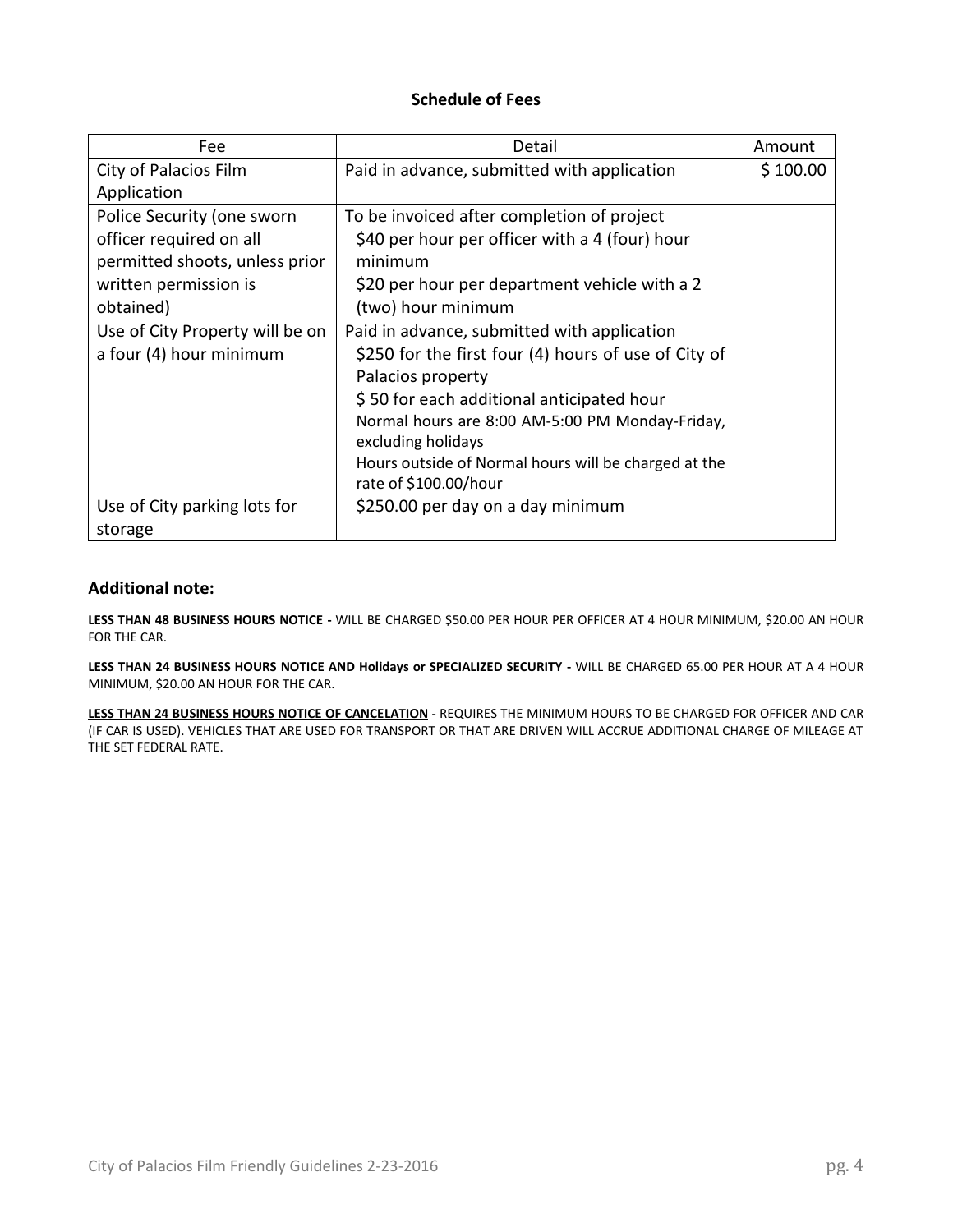## Schedule of Fees

| Fee | Detail | Amount |
|---|---|---|
| City of Palacios Film Application | Paid in advance, submitted with application | $ 100.00 |
| Police Security (one sworn officer required on all permitted shoots, unless prior written permission is obtained) | To be invoiced after completion of project<br>$40 per hour per officer with a 4 (four) hour minimum<br>$20 per hour per department vehicle with a 2 (two) hour minimum | |
| Use of City Property will be on a four (4) hour minimum | Paid in advance, submitted with application<br>$250 for the first four (4) hours of use of City of Palacios property<br>$ 50 for each additional anticipated hour<br>Normal hours are 8:00 AM-5:00 PM Monday-Friday, excluding holidays<br>Hours outside of Normal hours will be charged at the rate of $100.00/hour | |
| Use of City parking lots for storage | $250.00 per day on a day minimum | |

### Additional note:

**LESS THAN 48 BUSINESS HOURS NOTICE** - WILL BE CHARGED $50.00 PER HOUR PER OFFICER AT 4 HOUR MINIMUM, $20.00 AN HOUR FOR THE CAR.

**LESS THAN 24 BUSINESS HOURS NOTICE AND Holidays or SPECIALIZED SECURITY** - WILL BE CHARGED 65.00 PER HOUR AT A 4 HOUR MINIMUM, $20.00 AN HOUR FOR THE CAR.

**LESS THAN 24 BUSINESS HOURS NOTICE OF CANCELATION** - REQUIRES THE MINIMUM HOURS TO BE CHARGED FOR OFFICER AND CAR (IF CAR IS USED). VEHICLES THAT ARE USED FOR TRANSPORT OR THAT ARE DRIVEN WILL ACCRUE ADDITIONAL CHARGE OF MILEAGE AT THE SET FEDERAL RATE.